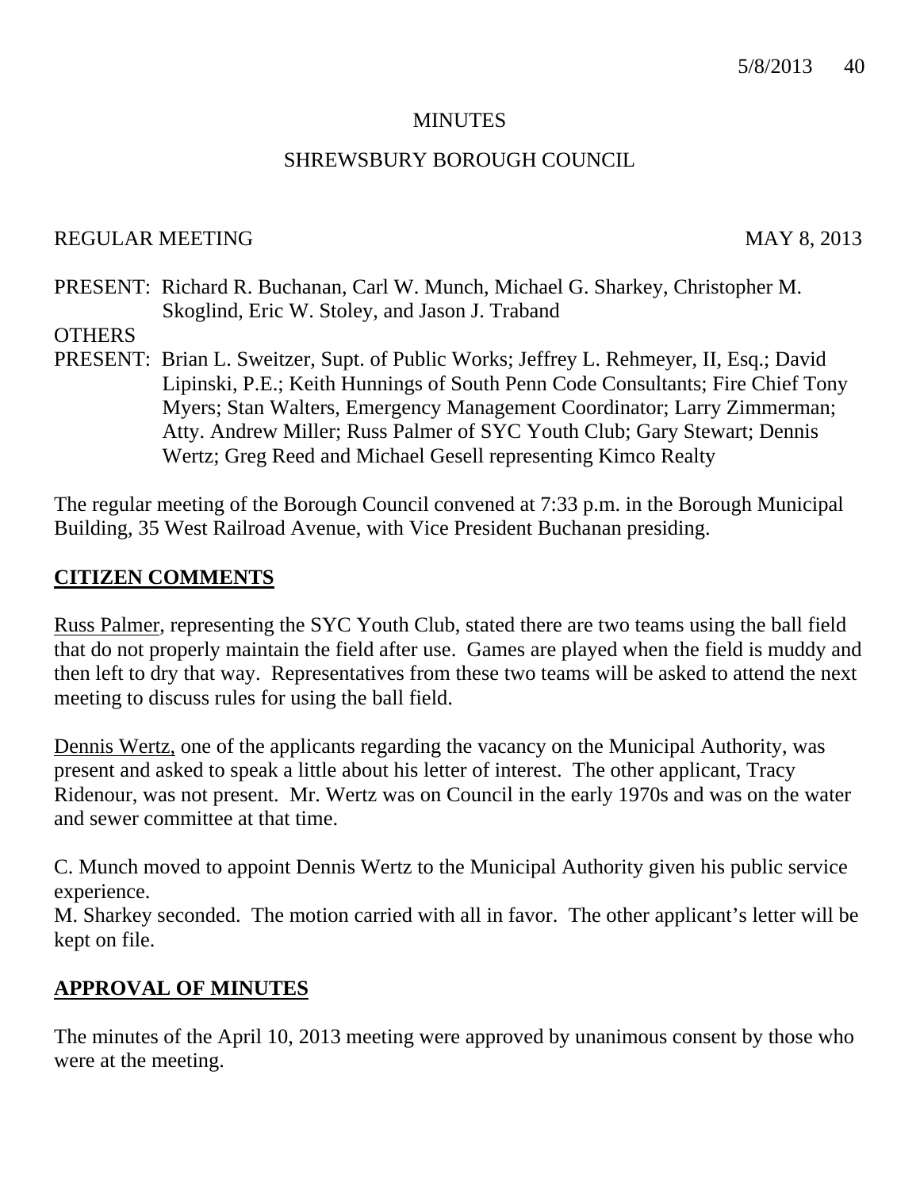MINUTES

SHREWSBURY BOROUGH COUNCIL

REGULAR MEETING MAY 8, 2013

PRESENT: Richard R. Buchanan, Carl W. Munch, Michael G. Sharkey, Christopher M. Skoglind, Eric W. Stoley, and Jason J. Traband

OTHERS PRESENT: Brian L. Sweitzer, Supt. of Public Works; Jeffrey L. Rehmeyer, II, Esq.; David Lipinski, P.E.; Keith Hunnings of South Penn Code Consultants; Fire Chief Tony Myers; Stan Walters, Emergency Management Coordinator; Larry Zimmerman; Atty. Andrew Miller; Russ Palmer of SYC Youth Club; Gary Stewart; Dennis Wertz; Greg Reed and Michael Gesell representing Kimco Realty

The regular meeting of the Borough Council convened at 7:33 p.m. in the Borough Municipal Building, 35 West Railroad Avenue, with Vice President Buchanan presiding.

## CITIZEN COMMENTS

Russ Palmer, representing the SYC Youth Club, stated there are two teams using the ball field that do not properly maintain the field after use. Games are played when the field is muddy and then left to dry that way. Representatives from these two teams will be asked to attend the next meeting to discuss rules for using the ball field.

Dennis Wertz, one of the applicants regarding the vacancy on the Municipal Authority, was present and asked to speak a little about his letter of interest. The other applicant, Tracy Ridenour, was not present. Mr. Wertz was on Council in the early 1970s and was on the water and sewer committee at that time.

C. Munch moved to appoint Dennis Wertz to the Municipal Authority given his public service experience.
M. Sharkey seconded. The motion carried with all in favor. The other applicant's letter will be kept on file.

## APPROVAL OF MINUTES

The minutes of the April 10, 2013 meeting were approved by unanimous consent by those who were at the meeting.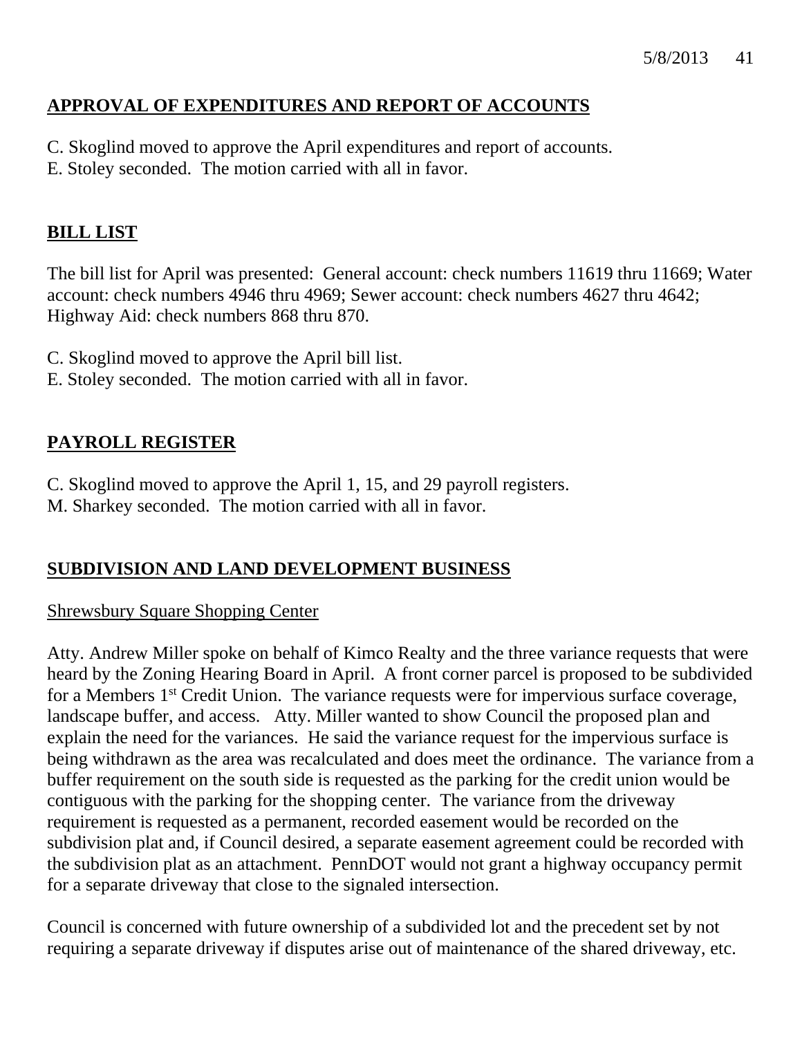## APPROVAL OF EXPENDITURES AND REPORT OF ACCOUNTS

C. Skoglind moved to approve the April expenditures and report of accounts.
E. Stoley seconded. The motion carried with all in favor.

## BILL LIST

The bill list for April was presented: General account: check numbers 11619 thru 11669; Water account: check numbers 4946 thru 4969; Sewer account: check numbers 4627 thru 4642; Highway Aid: check numbers 868 thru 870.

C. Skoglind moved to approve the April bill list.
E. Stoley seconded. The motion carried with all in favor.

## PAYROLL REGISTER

C. Skoglind moved to approve the April 1, 15, and 29 payroll registers.
M. Sharkey seconded. The motion carried with all in favor.

## SUBDIVISION AND LAND DEVELOPMENT BUSINESS

### Shrewsbury Square Shopping Center

Atty. Andrew Miller spoke on behalf of Kimco Realty and the three variance requests that were heard by the Zoning Hearing Board in April. A front corner parcel is proposed to be subdivided for a Members 1st Credit Union. The variance requests were for impervious surface coverage, landscape buffer, and access. Atty. Miller wanted to show Council the proposed plan and explain the need for the variances. He said the variance request for the impervious surface is being withdrawn as the area was recalculated and does meet the ordinance. The variance from a buffer requirement on the south side is requested as the parking for the credit union would be contiguous with the parking for the shopping center. The variance from the driveway requirement is requested as a permanent, recorded easement would be recorded on the subdivision plat and, if Council desired, a separate easement agreement could be recorded with the subdivision plat as an attachment. PennDOT would not grant a highway occupancy permit for a separate driveway that close to the signaled intersection.

Council is concerned with future ownership of a subdivided lot and the precedent set by not requiring a separate driveway if disputes arise out of maintenance of the shared driveway, etc.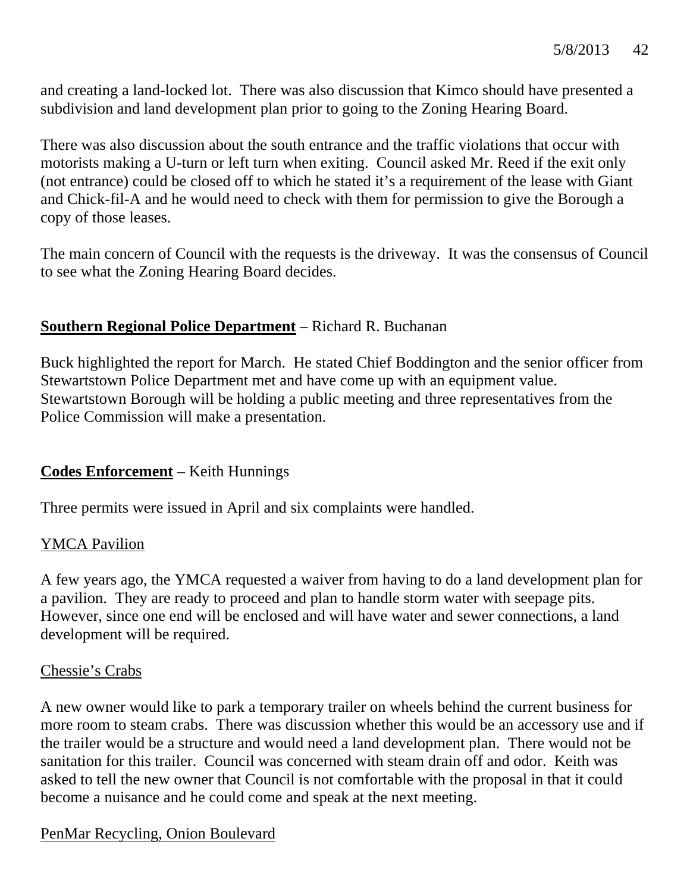and creating a land-locked lot. There was also discussion that Kimco should have presented a subdivision and land development plan prior to going to the Zoning Hearing Board.

There was also discussion about the south entrance and the traffic violations that occur with motorists making a U-turn or left turn when exiting. Council asked Mr. Reed if the exit only (not entrance) could be closed off to which he stated it's a requirement of the lease with Giant and Chick-fil-A and he would need to check with them for permission to give the Borough a copy of those leases.

The main concern of Council with the requests is the driveway. It was the consensus of Council to see what the Zoning Hearing Board decides.

**Southern Regional Police Department** – Richard R. Buchanan

Buck highlighted the report for March. He stated Chief Boddington and the senior officer from Stewartstown Police Department met and have come up with an equipment value. Stewartstown Borough will be holding a public meeting and three representatives from the Police Commission will make a presentation.

**Codes Enforcement** – Keith Hunnings

Three permits were issued in April and six complaints were handled.

YMCA Pavilion

A few years ago, the YMCA requested a waiver from having to do a land development plan for a pavilion. They are ready to proceed and plan to handle storm water with seepage pits. However, since one end will be enclosed and will have water and sewer connections, a land development will be required.

Chessie's Crabs

A new owner would like to park a temporary trailer on wheels behind the current business for more room to steam crabs. There was discussion whether this would be an accessory use and if the trailer would be a structure and would need a land development plan. There would not be sanitation for this trailer. Council was concerned with steam drain off and odor. Keith was asked to tell the new owner that Council is not comfortable with the proposal in that it could become a nuisance and he could come and speak at the next meeting.

PenMar Recycling, Onion Boulevard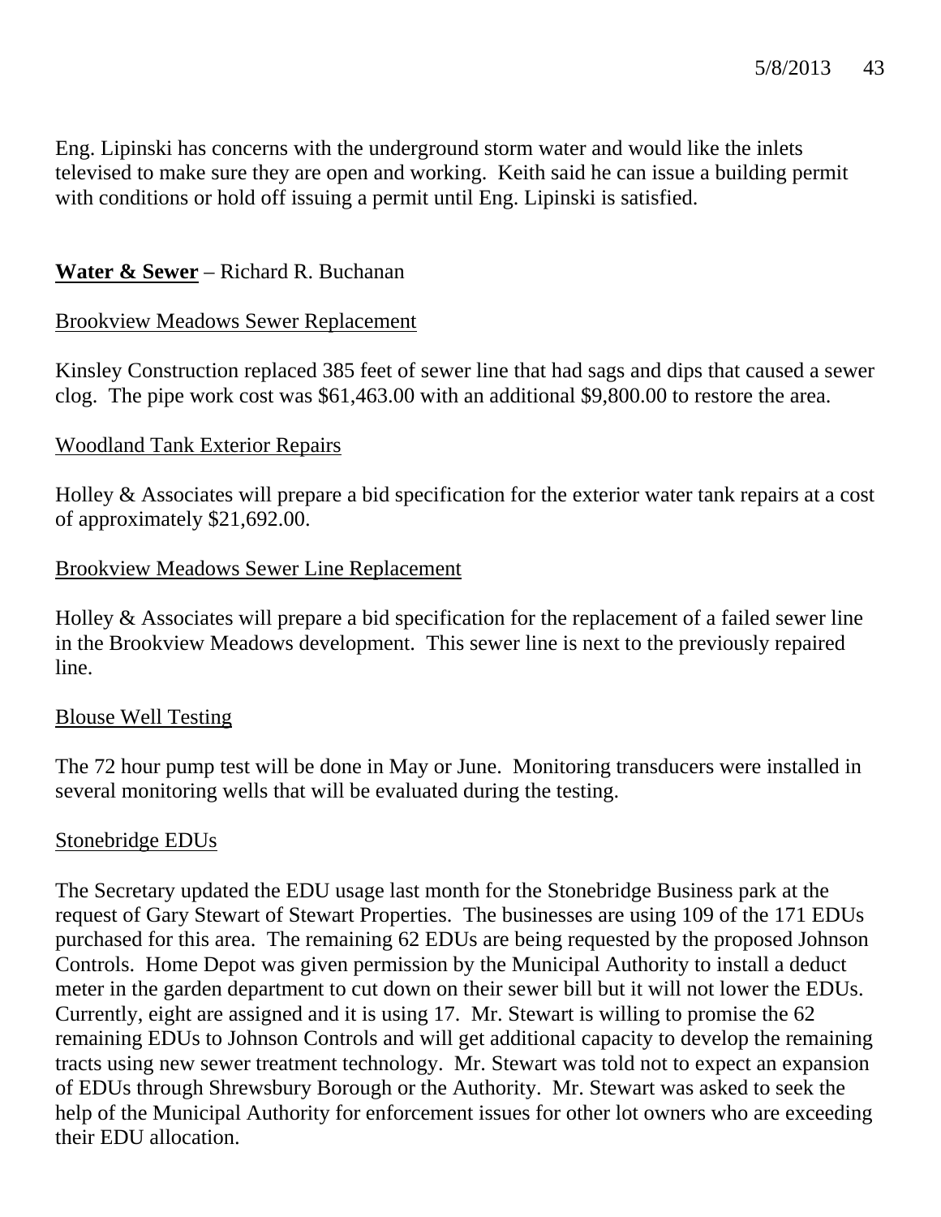Eng. Lipinski has concerns with the underground storm water and would like the inlets televised to make sure they are open and working. Keith said he can issue a building permit with conditions or hold off issuing a permit until Eng. Lipinski is satisfied.

**Water & Sewer** – Richard R. Buchanan

Brookview Meadows Sewer Replacement

Kinsley Construction replaced 385 feet of sewer line that had sags and dips that caused a sewer clog. The pipe work cost was $61,463.00 with an additional $9,800.00 to restore the area.

Woodland Tank Exterior Repairs

Holley & Associates will prepare a bid specification for the exterior water tank repairs at a cost of approximately $21,692.00.

Brookview Meadows Sewer Line Replacement

Holley & Associates will prepare a bid specification for the replacement of a failed sewer line in the Brookview Meadows development. This sewer line is next to the previously repaired line.

Blouse Well Testing

The 72 hour pump test will be done in May or June. Monitoring transducers were installed in several monitoring wells that will be evaluated during the testing.

Stonebridge EDUs

The Secretary updated the EDU usage last month for the Stonebridge Business park at the request of Gary Stewart of Stewart Properties. The businesses are using 109 of the 171 EDUs purchased for this area. The remaining 62 EDUs are being requested by the proposed Johnson Controls. Home Depot was given permission by the Municipal Authority to install a deduct meter in the garden department to cut down on their sewer bill but it will not lower the EDUs. Currently, eight are assigned and it is using 17. Mr. Stewart is willing to promise the 62 remaining EDUs to Johnson Controls and will get additional capacity to develop the remaining tracts using new sewer treatment technology. Mr. Stewart was told not to expect an expansion of EDUs through Shrewsbury Borough or the Authority. Mr. Stewart was asked to seek the help of the Municipal Authority for enforcement issues for other lot owners who are exceeding their EDU allocation.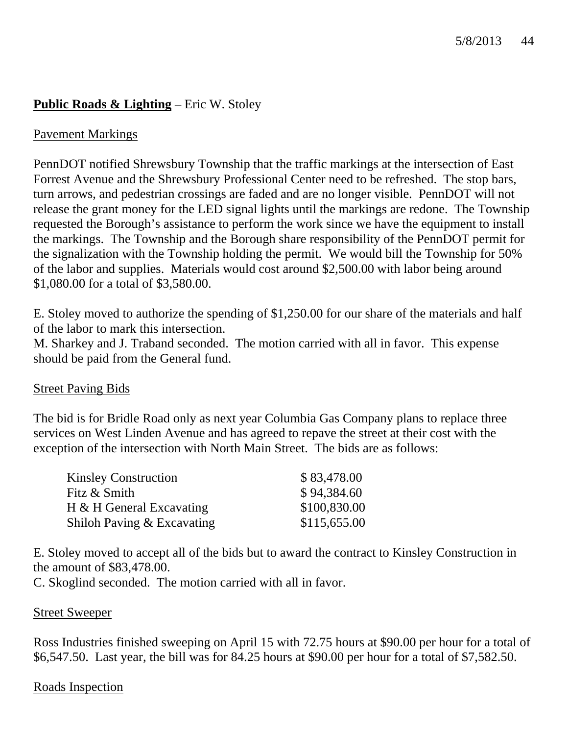**<u>Public Roads & Lighting</u>** – Eric W. Stoley

<u>Pavement Markings</u>

PennDOT notified Shrewsbury Township that the traffic markings at the intersection of East Forrest Avenue and the Shrewsbury Professional Center need to be refreshed. The stop bars, turn arrows, and pedestrian crossings are faded and are no longer visible. PennDOT will not release the grant money for the LED signal lights until the markings are redone. The Township requested the Borough's assistance to perform the work since we have the equipment to install the markings. The Township and the Borough share responsibility of the PennDOT permit for the signalization with the Township holding the permit. We would bill the Township for 50% of the labor and supplies. Materials would cost around $2,500.00 with labor being around $1,080.00 for a total of $3,580.00.

E. Stoley moved to authorize the spending of $1,250.00 for our share of the materials and half of the labor to mark this intersection.
M. Sharkey and J. Traband seconded. The motion carried with all in favor. This expense should be paid from the General fund.

<u>Street Paving Bids</u>

The bid is for Bridle Road only as next year Columbia Gas Company plans to replace three services on West Linden Avenue and has agreed to repave the street at their cost with the exception of the intersection with North Main Street. The bids are as follows:

| | |
|---|---|
| Kinsley Construction | $ 83,478.00 |
| Fitz & Smith | $ 94,384.60 |
| H & H General Excavating | $100,830.00 |
| Shiloh Paving & Excavating | $115,655.00 |

E. Stoley moved to accept all of the bids but to award the contract to Kinsley Construction in the amount of $83,478.00.
C. Skoglind seconded. The motion carried with all in favor.

<u>Street Sweeper</u>

Ross Industries finished sweeping on April 15 with 72.75 hours at $90.00 per hour for a total of $6,547.50. Last year, the bill was for 84.25 hours at $90.00 per hour for a total of $7,582.50.

<u>Roads Inspection</u>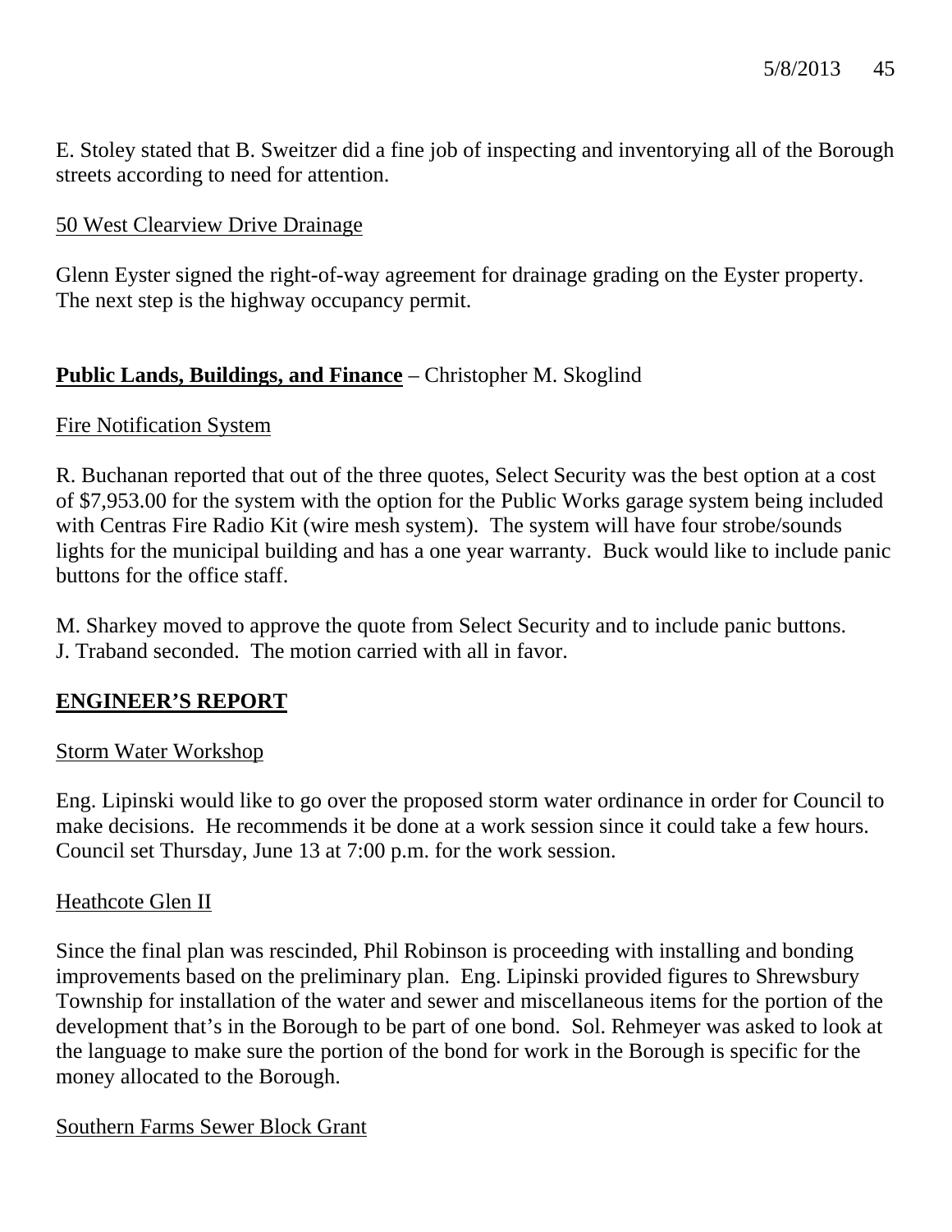E. Stoley stated that B. Sweitzer did a fine job of inspecting and inventorying all of the Borough streets according to need for attention.

<u>50 West Clearview Drive Drainage</u>

Glenn Eyster signed the right-of-way agreement for drainage grading on the Eyster property. The next step is the highway occupancy permit.

**<u>Public Lands, Buildings, and Finance</u>** – Christopher M. Skoglind

<u>Fire Notification System</u>

R. Buchanan reported that out of the three quotes, Select Security was the best option at a cost of $7,953.00 for the system with the option for the Public Works garage system being included with Centras Fire Radio Kit (wire mesh system). The system will have four strobe/sounds lights for the municipal building and has a one year warranty. Buck would like to include panic buttons for the office staff.

M. Sharkey moved to approve the quote from Select Security and to include panic buttons. J. Traband seconded. The motion carried with all in favor.

## **<u>ENGINEER'S REPORT</u>**

<u>Storm Water Workshop</u>

Eng. Lipinski would like to go over the proposed storm water ordinance in order for Council to make decisions. He recommends it be done at a work session since it could take a few hours. Council set Thursday, June 13 at 7:00 p.m. for the work session.

<u>Heathcote Glen II</u>

Since the final plan was rescinded, Phil Robinson is proceeding with installing and bonding improvements based on the preliminary plan. Eng. Lipinski provided figures to Shrewsbury Township for installation of the water and sewer and miscellaneous items for the portion of the development that's in the Borough to be part of one bond. Sol. Rehmeyer was asked to look at the language to make sure the portion of the bond for work in the Borough is specific for the money allocated to the Borough.

<u>Southern Farms Sewer Block Grant</u>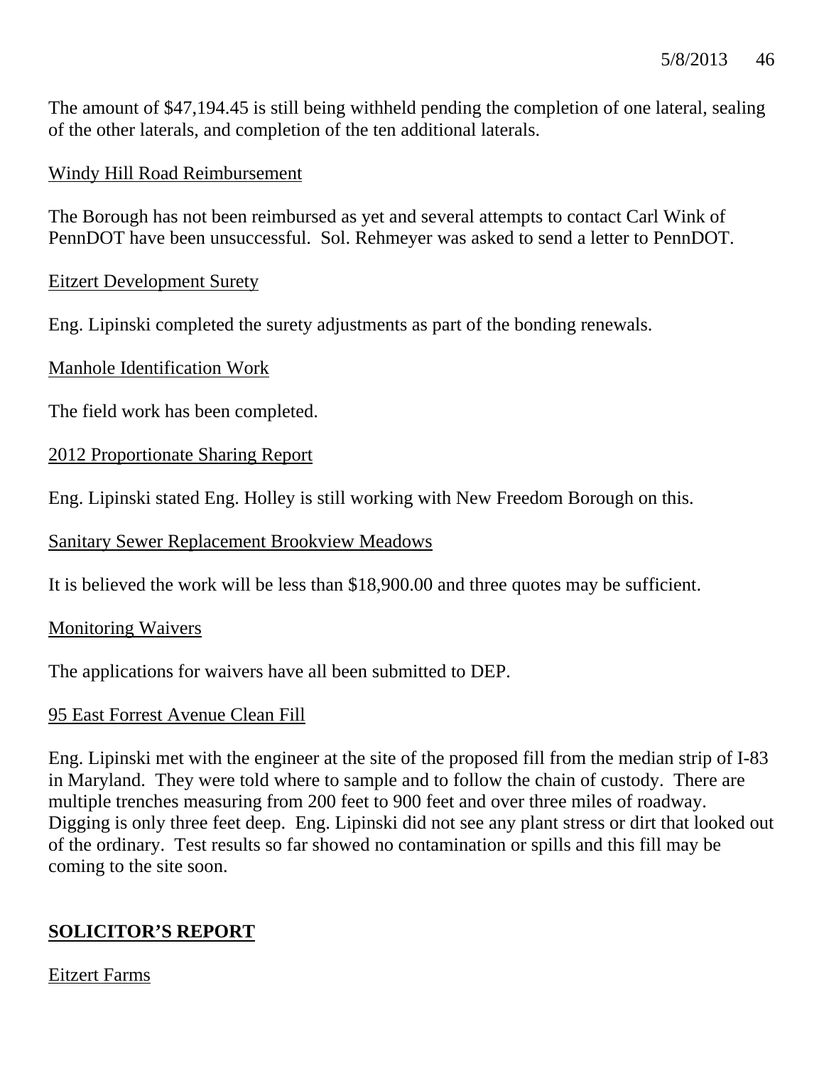The amount of $47,194.45 is still being withheld pending the completion of one lateral, sealing of the other laterals, and completion of the ten additional laterals.

Windy Hill Road Reimbursement

The Borough has not been reimbursed as yet and several attempts to contact Carl Wink of PennDOT have been unsuccessful. Sol. Rehmeyer was asked to send a letter to PennDOT.

Eitzert Development Surety

Eng. Lipinski completed the surety adjustments as part of the bonding renewals.

Manhole Identification Work

The field work has been completed.

2012 Proportionate Sharing Report

Eng. Lipinski stated Eng. Holley is still working with New Freedom Borough on this.

Sanitary Sewer Replacement Brookview Meadows

It is believed the work will be less than $18,900.00 and three quotes may be sufficient.

Monitoring Waivers

The applications for waivers have all been submitted to DEP.

95 East Forrest Avenue Clean Fill

Eng. Lipinski met with the engineer at the site of the proposed fill from the median strip of I-83 in Maryland. They were told where to sample and to follow the chain of custody. There are multiple trenches measuring from 200 feet to 900 feet and over three miles of roadway. Digging is only three feet deep. Eng. Lipinski did not see any plant stress or dirt that looked out of the ordinary. Test results so far showed no contamination or spills and this fill may be coming to the site soon.

## SOLICITOR'S REPORT

Eitzert Farms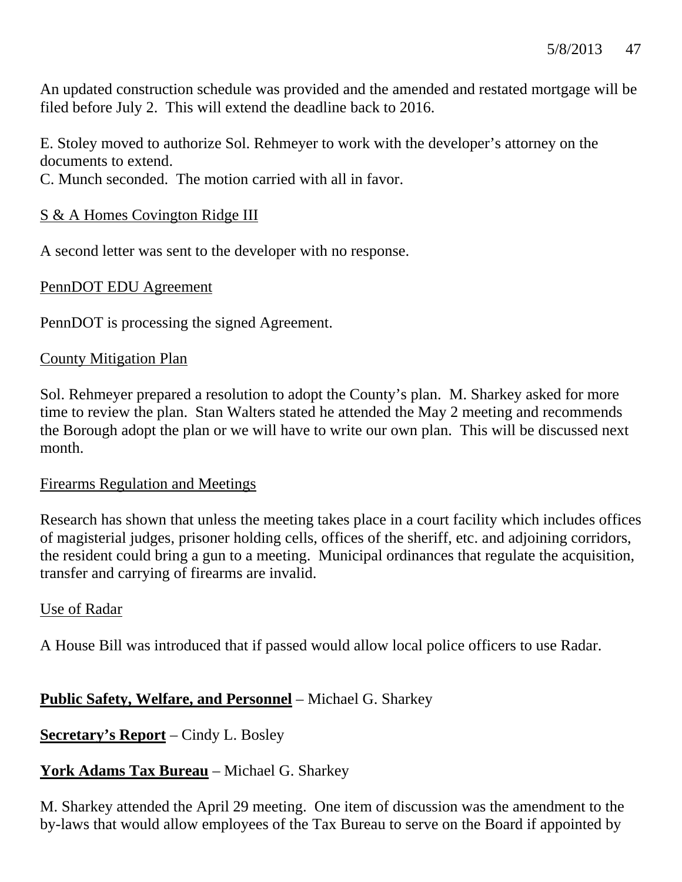An updated construction schedule was provided and the amended and restated mortgage will be filed before July 2. This will extend the deadline back to 2016.

E. Stoley moved to authorize Sol. Rehmeyer to work with the developer's attorney on the documents to extend.
C. Munch seconded. The motion carried with all in favor.

<u>S & A Homes Covington Ridge III</u>

A second letter was sent to the developer with no response.

<u>PennDOT EDU Agreement</u>

PennDOT is processing the signed Agreement.

<u>County Mitigation Plan</u>

Sol. Rehmeyer prepared a resolution to adopt the County's plan. M. Sharkey asked for more time to review the plan. Stan Walters stated he attended the May 2 meeting and recommends the Borough adopt the plan or we will have to write our own plan. This will be discussed next month.

<u>Firearms Regulation and Meetings</u>

Research has shown that unless the meeting takes place in a court facility which includes offices of magisterial judges, prisoner holding cells, offices of the sheriff, etc. and adjoining corridors, the resident could bring a gun to a meeting. Municipal ordinances that regulate the acquisition, transfer and carrying of firearms are invalid.

<u>Use of Radar</u>

A House Bill was introduced that if passed would allow local police officers to use Radar.

**<u>Public Safety, Welfare, and Personnel</u>** – Michael G. Sharkey

**<u>Secretary's Report</u>** – Cindy L. Bosley

**<u>York Adams Tax Bureau</u>** – Michael G. Sharkey

M. Sharkey attended the April 29 meeting. One item of discussion was the amendment to the by-laws that would allow employees of the Tax Bureau to serve on the Board if appointed by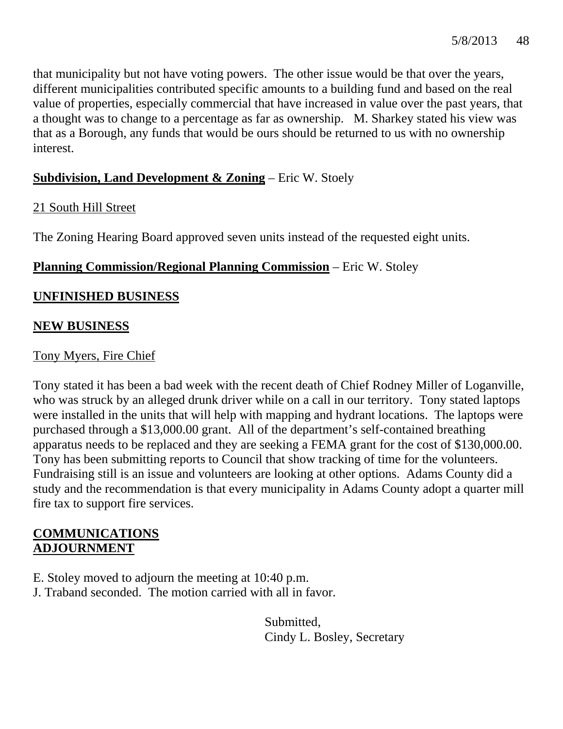that municipality but not have voting powers. The other issue would be that over the years, different municipalities contributed specific amounts to a building fund and based on the real value of properties, especially commercial that have increased in value over the past years, that a thought was to change to a percentage as far as ownership. M. Sharkey stated his view was that as a Borough, any funds that would be ours should be returned to us with no ownership interest.

**Subdivision, Land Development & Zoning** – Eric W. Stoely

21 South Hill Street

The Zoning Hearing Board approved seven units instead of the requested eight units.

**Planning Commission/Regional Planning Commission** – Eric W. Stoley

**UNFINISHED BUSINESS**

**NEW BUSINESS**

Tony Myers, Fire Chief

Tony stated it has been a bad week with the recent death of Chief Rodney Miller of Loganville, who was struck by an alleged drunk driver while on a call in our territory. Tony stated laptops were installed in the units that will help with mapping and hydrant locations. The laptops were purchased through a $13,000.00 grant. All of the department's self-contained breathing apparatus needs to be replaced and they are seeking a FEMA grant for the cost of $130,000.00. Tony has been submitting reports to Council that show tracking of time for the volunteers. Fundraising still is an issue and volunteers are looking at other options. Adams County did a study and the recommendation is that every municipality in Adams County adopt a quarter mill fire tax to support fire services.

**COMMUNICATIONS**
**ADJOURNMENT**

E. Stoley moved to adjourn the meeting at 10:40 p.m.
J. Traband seconded. The motion carried with all in favor.

Submitted,
Cindy L. Bosley, Secretary